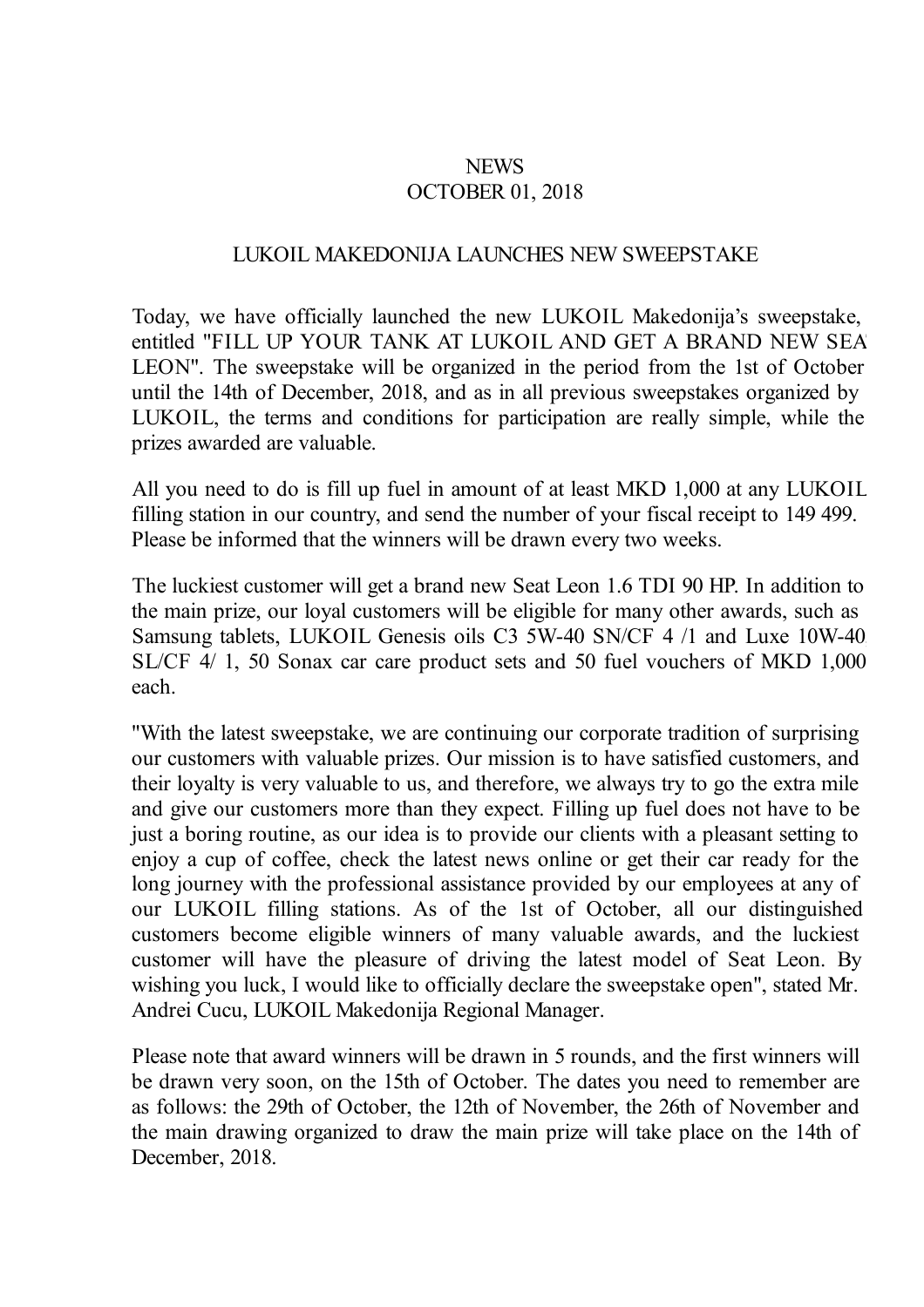NEWS
OCTOBER 01, 2018

# LUKOIL MAKEDONIJA LAUNCHES NEW SWEEPSTAKE

Today, we have officially launched the new LUKOIL Makedonija's sweepstake, entitled "FILL UP YOUR TANK AT LUKOIL AND GET A BRAND NEW SEAT LEON". The sweepstake will be organized in the period from the 1st of October until the 14th of December, 2018, and as in all previous sweepstakes organized by LUKOIL, the terms and conditions for participation are really simple, while the prizes awarded are valuable.

All you need to do is fill up fuel in amount of at least MKD 1,000 at any LUKOIL filling station in our country, and send the number of your fiscal receipt to 149 499. Please be informed that the winners will be drawn every two weeks.

The luckiest customer will get a brand new Seat Leon 1.6 TDI 90 HP. In addition to the main prize, our loyal customers will be eligible for many other awards, such as Samsung tablets, LUKOIL Genesis oils C3 5W-40 SN/CF 4 /1 and Luxe 10W-40 SL/CF 4/ 1, 50 Sonax car care product sets and 50 fuel vouchers of MKD 1,000 each.

"With the latest sweepstake, we are continuing our corporate tradition of surprising our customers with valuable prizes. Our mission is to have satisfied customers, and their loyalty is very valuable to us, and therefore, we always try to go the extra mile and give our customers more than they expect. Filling up fuel does not have to be just a boring routine, as our idea is to provide our clients with a pleasant setting to enjoy a cup of coffee, check the latest news online or get their car ready for the long journey with the professional assistance provided by our employees at any of our LUKOIL filling stations. As of the 1st of October, all our distinguished customers become eligible winners of many valuable awards, and the luckiest customer will have the pleasure of driving the latest model of Seat Leon. By wishing you luck, I would like to officially declare the sweepstake open", stated Mr. Andrei Cucu, LUKOIL Makedonija Regional Manager.

Please note that award winners will be drawn in 5 rounds, and the first winners will be drawn very soon, on the 15th of October. The dates you need to remember are as follows: the 29th of October, the 12th of November, the 26th of November and the main drawing organized to draw the main prize will take place on the 14th of December, 2018.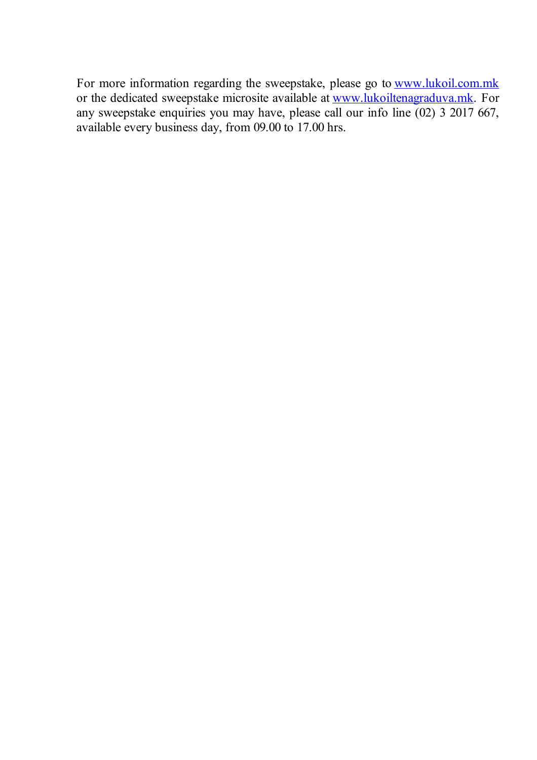For more information regarding the sweepstake, please go to [www.lukoil.com.mk](http://www.lukoil.com.mk) or the dedicated sweepstake microsite available at [www.lukoiltenagraduva.mk](http://www.lukoiltenagraduva.mk). For any sweepstake enquiries you may have, please call our info line (02) 3 2017 667, available every business day, from 09.00 to 17.00 hrs.